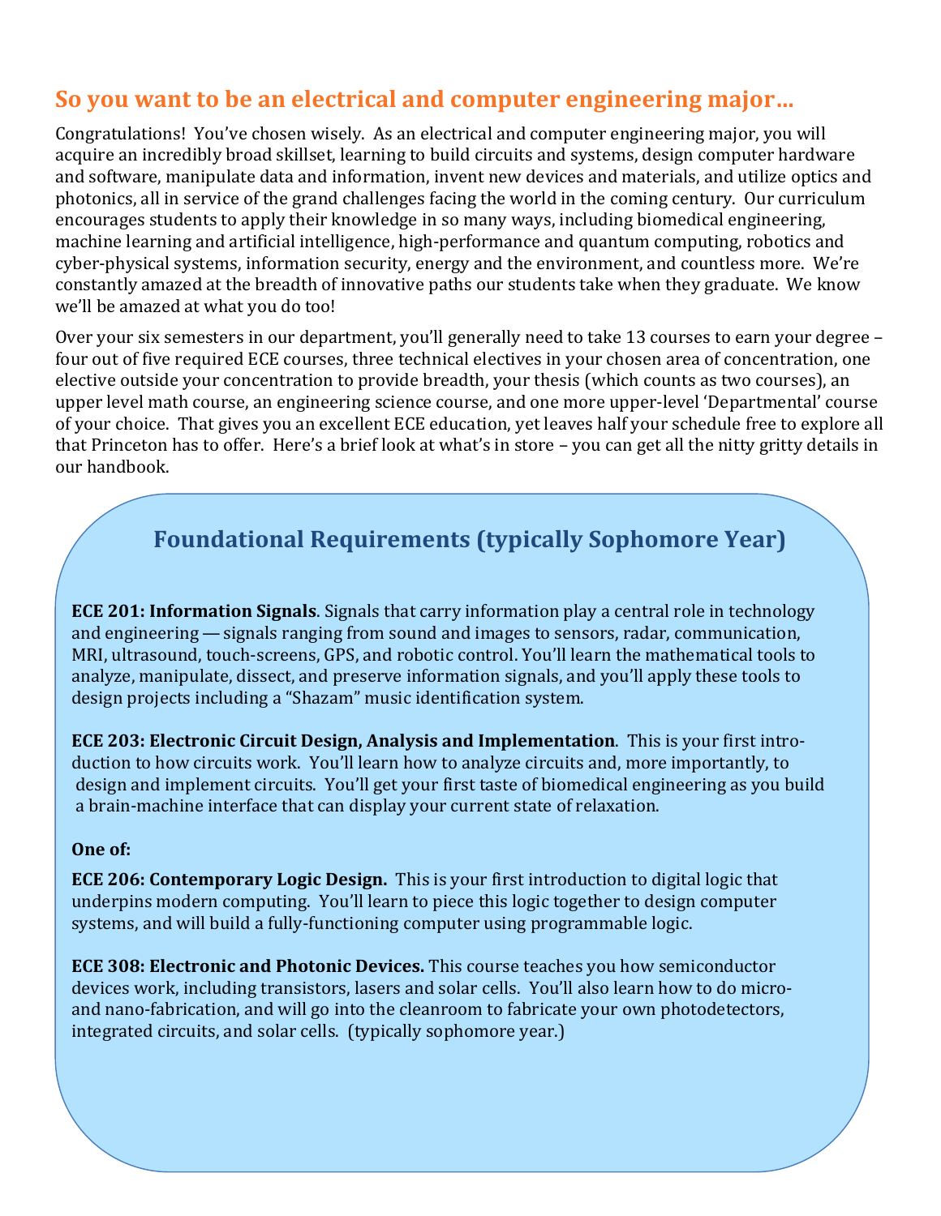# So you want to be an electrical and computer engineering major…

Congratulations! You've chosen wisely. As an electrical and computer engineering major, you will acquire an incredibly broad skillset, learning to build circuits and systems, design computer hardware and software, manipulate data and information, invent new devices and materials, and utilize optics and photonics, all in service of the grand challenges facing the world in the coming century. Our curriculum encourages students to apply their knowledge in so many ways, including biomedical engineering, machine learning and artificial intelligence, high-performance and quantum computing, robotics and cyber-physical systems, information security, energy and the environment, and countless more. We're constantly amazed at the breadth of innovative paths our students take when they graduate. We know we'll be amazed at what you do too!

Over your six semesters in our department, you'll generally need to take 13 courses to earn your degree – four out of five required ECE courses, three technical electives in your chosen area of concentration, one elective outside your concentration to provide breadth, your thesis (which counts as two courses), an upper level math course, an engineering science course, and one more upper-level 'Departmental' course of your choice. That gives you an excellent ECE education, yet leaves half your schedule free to explore all that Princeton has to offer. Here's a brief look at what's in store – you can get all the nitty gritty details in our handbook.

## Foundational Requirements (typically Sophomore Year)

**ECE 201: Information Signals**. Signals that carry information play a central role in technology and engineering — signals ranging from sound and images to sensors, radar, communication, MRI, ultrasound, touch-screens, GPS, and robotic control. You'll learn the mathematical tools to analyze, manipulate, dissect, and preserve information signals, and you'll apply these tools to design projects including a "Shazam" music identification system.

**ECE 203: Electronic Circuit Design, Analysis and Implementation**. This is your first introduction to how circuits work. You'll learn how to analyze circuits and, more importantly, to design and implement circuits. You'll get your first taste of biomedical engineering as you build a brain-machine interface that can display your current state of relaxation.

**One of:**

**ECE 206: Contemporary Logic Design.** This is your first introduction to digital logic that underpins modern computing. You'll learn to piece this logic together to design computer systems, and will build a fully-functioning computer using programmable logic.

**ECE 308: Electronic and Photonic Devices.** This course teaches you how semiconductor devices work, including transistors, lasers and solar cells. You'll also learn how to do micro- and nano-fabrication, and will go into the cleanroom to fabricate your own photodetectors, integrated circuits, and solar cells. (typically sophomore year.)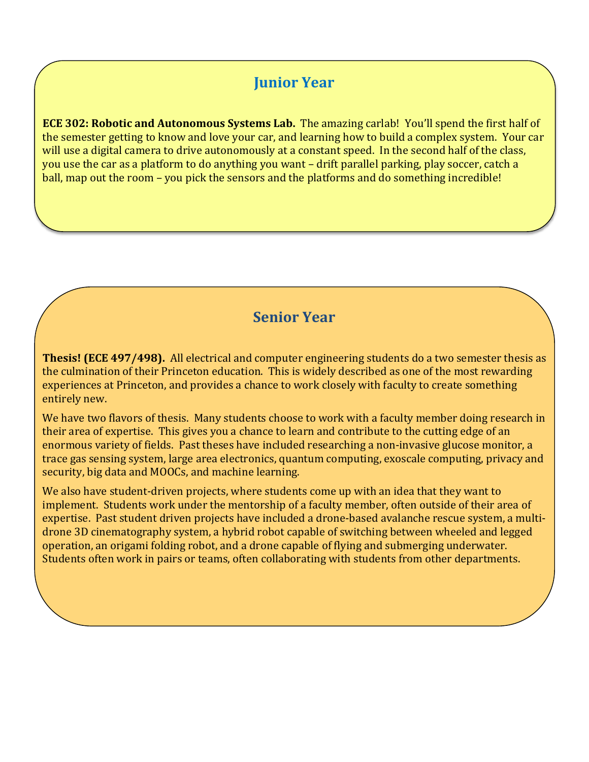## Junior Year

**ECE 302: Robotic and Autonomous Systems Lab.** The amazing carlab! You'll spend the first half of the semester getting to know and love your car, and learning how to build a complex system. Your car will use a digital camera to drive autonomously at a constant speed. In the second half of the class, you use the car as a platform to do anything you want – drift parallel parking, play soccer, catch a ball, map out the room – you pick the sensors and the platforms and do something incredible!

## Senior Year

**Thesis! (ECE 497/498).** All electrical and computer engineering students do a two semester thesis as the culmination of their Princeton education. This is widely described as one of the most rewarding experiences at Princeton, and provides a chance to work closely with faculty to create something entirely new.

We have two flavors of thesis. Many students choose to work with a faculty member doing research in their area of expertise. This gives you a chance to learn and contribute to the cutting edge of an enormous variety of fields. Past theses have included researching a non-invasive glucose monitor, a trace gas sensing system, large area electronics, quantum computing, exoscale computing, privacy and security, big data and MOOCs, and machine learning.

We also have student-driven projects, where students come up with an idea that they want to implement. Students work under the mentorship of a faculty member, often outside of their area of expertise. Past student driven projects have included a drone-based avalanche rescue system, a multi-drone 3D cinematography system, a hybrid robot capable of switching between wheeled and legged operation, an origami folding robot, and a drone capable of flying and submerging underwater. Students often work in pairs or teams, often collaborating with students from other departments.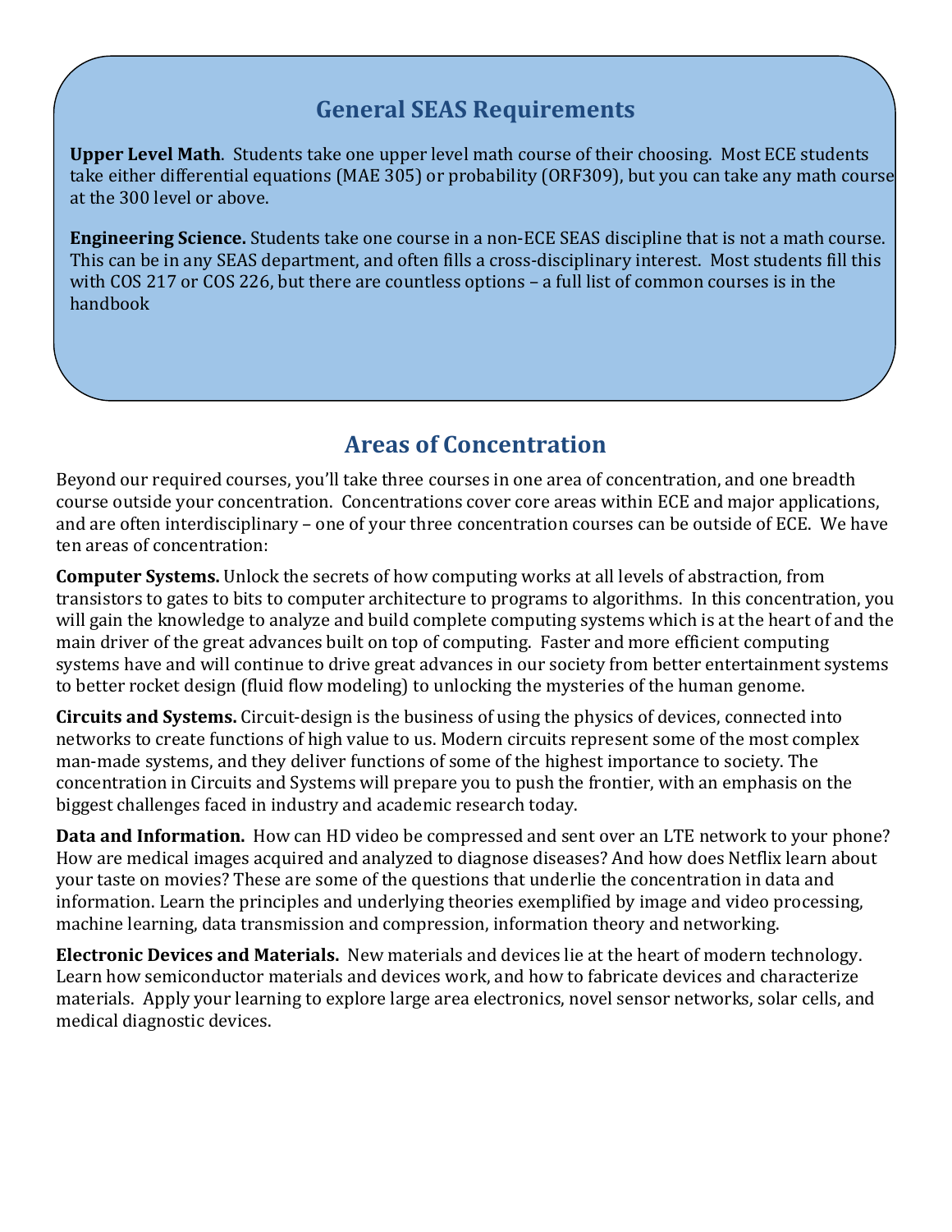## General SEAS Requirements

**Upper Level Math**. Students take one upper level math course of their choosing. Most ECE students take either differential equations (MAE 305) or probability (ORF309), but you can take any math course at the 300 level or above.

**Engineering Science.** Students take one course in a non-ECE SEAS discipline that is not a math course. This can be in any SEAS department, and often fills a cross-disciplinary interest. Most students fill this with COS 217 or COS 226, but there are countless options – a full list of common courses is in the handbook

## Areas of Concentration

Beyond our required courses, you'll take three courses in one area of concentration, and one breadth course outside your concentration. Concentrations cover core areas within ECE and major applications, and are often interdisciplinary – one of your three concentration courses can be outside of ECE. We have ten areas of concentration:

**Computer Systems.** Unlock the secrets of how computing works at all levels of abstraction, from transistors to gates to bits to computer architecture to programs to algorithms. In this concentration, you will gain the knowledge to analyze and build complete computing systems which is at the heart of and the main driver of the great advances built on top of computing. Faster and more efficient computing systems have and will continue to drive great advances in our society from better entertainment systems to better rocket design (fluid flow modeling) to unlocking the mysteries of the human genome.

**Circuits and Systems.** Circuit-design is the business of using the physics of devices, connected into networks to create functions of high value to us. Modern circuits represent some of the most complex man-made systems, and they deliver functions of some of the highest importance to society. The concentration in Circuits and Systems will prepare you to push the frontier, with an emphasis on the biggest challenges faced in industry and academic research today.

**Data and Information.** How can HD video be compressed and sent over an LTE network to your phone? How are medical images acquired and analyzed to diagnose diseases? And how does Netflix learn about your taste on movies? These are some of the questions that underlie the concentration in data and information. Learn the principles and underlying theories exemplified by image and video processing, machine learning, data transmission and compression, information theory and networking.

**Electronic Devices and Materials.** New materials and devices lie at the heart of modern technology. Learn how semiconductor materials and devices work, and how to fabricate devices and characterize materials. Apply your learning to explore large area electronics, novel sensor networks, solar cells, and medical diagnostic devices.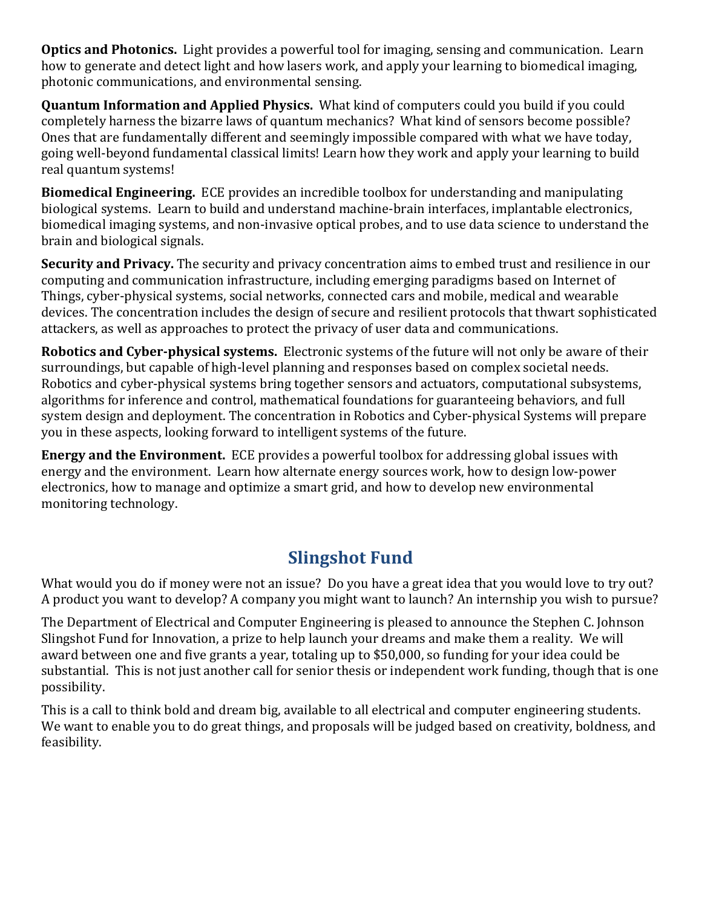**Optics and Photonics.** Light provides a powerful tool for imaging, sensing and communication. Learn how to generate and detect light and how lasers work, and apply your learning to biomedical imaging, photonic communications, and environmental sensing.

**Quantum Information and Applied Physics.** What kind of computers could you build if you could completely harness the bizarre laws of quantum mechanics? What kind of sensors become possible? Ones that are fundamentally different and seemingly impossible compared with what we have today, going well-beyond fundamental classical limits! Learn how they work and apply your learning to build real quantum systems!

**Biomedical Engineering.** ECE provides an incredible toolbox for understanding and manipulating biological systems. Learn to build and understand machine-brain interfaces, implantable electronics, biomedical imaging systems, and non-invasive optical probes, and to use data science to understand the brain and biological signals.

**Security and Privacy.** The security and privacy concentration aims to embed trust and resilience in our computing and communication infrastructure, including emerging paradigms based on Internet of Things, cyber-physical systems, social networks, connected cars and mobile, medical and wearable devices. The concentration includes the design of secure and resilient protocols that thwart sophisticated attackers, as well as approaches to protect the privacy of user data and communications.

**Robotics and Cyber-physical systems.** Electronic systems of the future will not only be aware of their surroundings, but capable of high-level planning and responses based on complex societal needs. Robotics and cyber-physical systems bring together sensors and actuators, computational subsystems, algorithms for inference and control, mathematical foundations for guaranteeing behaviors, and full system design and deployment. The concentration in Robotics and Cyber-physical Systems will prepare you in these aspects, looking forward to intelligent systems of the future.

**Energy and the Environment.** ECE provides a powerful toolbox for addressing global issues with energy and the environment. Learn how alternate energy sources work, how to design low-power electronics, how to manage and optimize a smart grid, and how to develop new environmental monitoring technology.

## Slingshot Fund

What would you do if money were not an issue? Do you have a great idea that you would love to try out? A product you want to develop? A company you might want to launch? An internship you wish to pursue?

The Department of Electrical and Computer Engineering is pleased to announce the Stephen C. Johnson Slingshot Fund for Innovation, a prize to help launch your dreams and make them a reality. We will award between one and five grants a year, totaling up to $50,000, so funding for your idea could be substantial. This is not just another call for senior thesis or independent work funding, though that is one possibility.

This is a call to think bold and dream big, available to all electrical and computer engineering students. We want to enable you to do great things, and proposals will be judged based on creativity, boldness, and feasibility.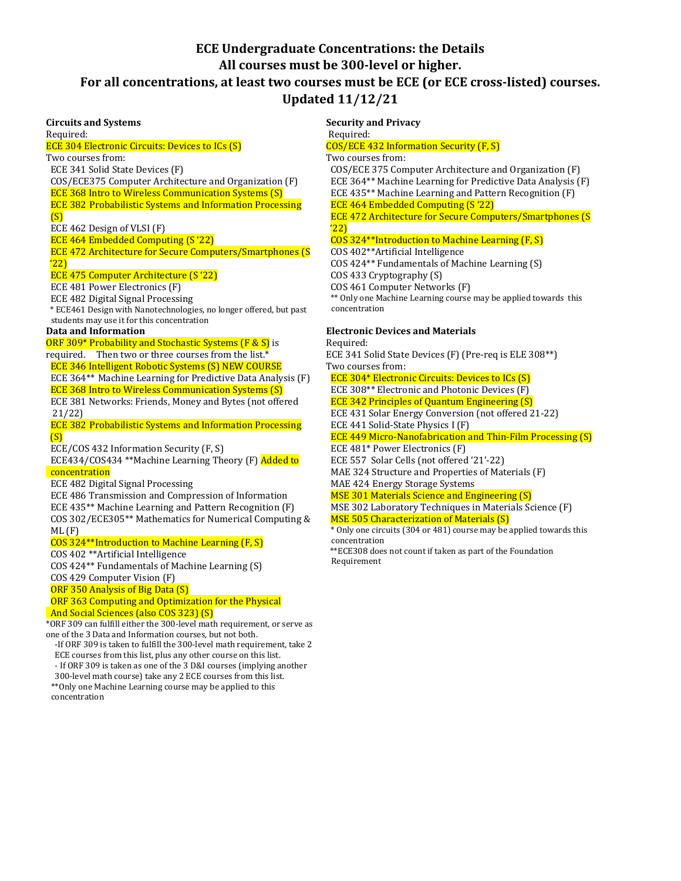# ECE Undergraduate Concentrations: the Details

## All courses must be 300-level or higher.

## For all concentrations, at least two courses must be ECE (or ECE cross-listed) courses.

## Updated 11/12/21

**Circuits and Systems**

Required:

ECE 304 Electronic Circuits: Devices to ICs (S)

Two courses from:

- ECE 341 Solid State Devices (F)
- COS/ECE375 Computer Architecture and Organization (F)
- ECE 368 Intro to Wireless Communication Systems (S)
- ECE 382 Probabilistic Systems and Information Processing (S)
- ECE 462 Design of VLSI (F)
- ECE 464 Embedded Computing (S '22)
- ECE 472 Architecture for Secure Computers/Smartphones (S '22)
- ECE 475 Computer Architecture (S '22)
- ECE 481 Power Electronics (F)
- ECE 482 Digital Signal Processing

\* ECE461 Design with Nanotechnologies, no longer offered, but past students may use it for this concentration

**Data and Information**

ORF 309* Probability and Stochastic Systems (F & S) is required. Then two or three courses from the list.*

- ECE 346 Intelligent Robotic Systems (S) NEW COURSE
- ECE 364** Machine Learning for Predictive Data Analysis (F)
- ECE 368 Intro to Wireless Communication Systems (S)
- ECE 381 Networks: Friends, Money and Bytes (not offered 21/22)
- ECE 382 Probabilistic Systems and Information Processing (S)
- ECE/COS 432 Information Security (F, S)
- ECE434/COS434 **Machine Learning Theory (F) Added to concentration
- ECE 482 Digital Signal Processing
- ECE 486 Transmission and Compression of Information
- ECE 435** Machine Learning and Pattern Recognition (F)
- COS 302/ECE305** Mathematics for Numerical Computing & ML (F)
- COS 324**Introduction to Machine Learning (F, S)
- COS 402 **Artificial Intelligence
- COS 424** Fundamentals of Machine Learning (S)
- COS 429 Computer Vision (F)
- ORF 350 Analysis of Big Data (S)
- ORF 363 Computing and Optimization for the Physical And Social Sciences (also COS 323) (S)

\*ORF 309 can fulfill either the 300-level math requirement, or serve as one of the 3 Data and Information courses, but not both.

- If ORF 309 is taken to fulfill the 300-level math requirement, take 2 ECE courses from this list, plus any other course on this list.
- If ORF 309 is taken as one of the 3 D&I courses (implying another 300-level math course) take any 2 ECE courses from this list.

\**Only one Machine Learning course may be applied to this concentration

**Security and Privacy**

Required:

COS/ECE 432 Information Security (F, S)

Two courses from:

- COS/ECE 375 Computer Architecture and Organization (F)
- ECE 364** Machine Learning for Predictive Data Analysis (F)
- ECE 435** Machine Learning and Pattern Recognition (F)
- ECE 464 Embedded Computing (S '22)
- ECE 472 Architecture for Secure Computers/Smartphones (S '22)
- COS 324**Introduction to Machine Learning (F, S)
- COS 402**Artificial Intelligence
- COS 424** Fundamentals of Machine Learning (S)
- COS 433 Cryptography (S)
- COS 461 Computer Networks (F)

\** Only one Machine Learning course may be applied towards this concentration

**Electronic Devices and Materials**

Required:

ECE 341 Solid State Devices (F) (Pre-req is ELE 308**)

Two courses from:

- ECE 304* Electronic Circuits: Devices to ICs (S)
- ECE 308** Electronic and Photonic Devices (F)
- ECE 342 Principles of Quantum Engineering (S)
- ECE 431 Solar Energy Conversion (not offered 21-22)
- ECE 441 Solid-State Physics I (F)
- ECE 449 Micro-Nanofabrication and Thin-Film Processing (S)
- ECE 481* Power Electronics (F)
- ECE 557 Solar Cells (not offered '21'-22)
- MAE 324 Structure and Properties of Materials (F)
- MAE 424 Energy Storage Systems
- MSE 301 Materials Science and Engineering (S)
- MSE 302 Laboratory Techniques in Materials Science (F)
- MSE 505 Characterization of Materials (S)

\* Only one circuits (304 or 481) course may be applied towards this concentration

\**ECE308 does not count if taken as part of the Foundation Requirement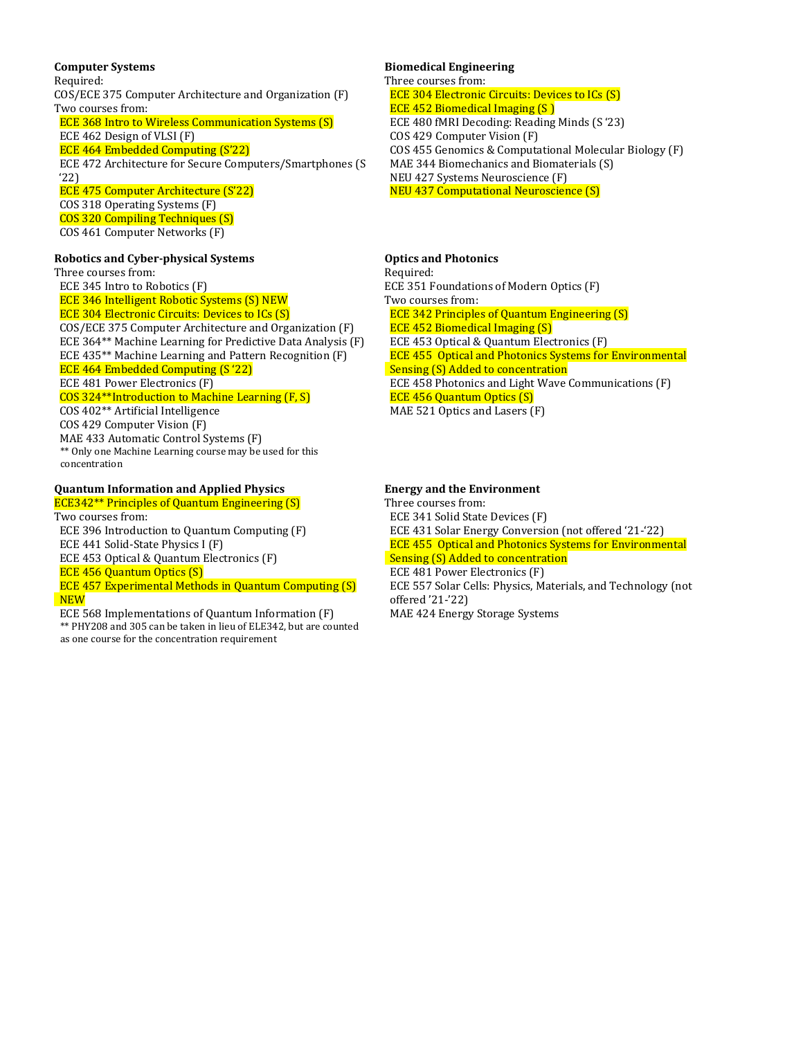**Computer Systems**

Required:

COS/ECE 375 Computer Architecture and Organization (F)

Two courses from:

- ECE 368 Intro to Wireless Communication Systems (S)
- ECE 462 Design of VLSI (F)
- ECE 464 Embedded Computing (S'22)
- ECE 472 Architecture for Secure Computers/Smartphones (S '22)
- ECE 475 Computer Architecture (S'22)
- COS 318 Operating Systems (F)
- COS 320 Compiling Techniques (S)
- COS 461 Computer Networks (F)

**Robotics and Cyber-physical Systems**

Three courses from:

- ECE 345 Intro to Robotics (F)
- ECE 346 Intelligent Robotic Systems (S) NEW
- ECE 304 Electronic Circuits: Devices to ICs (S)
- COS/ECE 375 Computer Architecture and Organization (F)
- ECE 364** Machine Learning for Predictive Data Analysis (F)
- ECE 435** Machine Learning and Pattern Recognition (F)
- ECE 464 Embedded Computing (S '22)
- ECE 481 Power Electronics (F)
- COS 324**Introduction to Machine Learning (F, S)
- COS 402** Artificial Intelligence
- COS 429 Computer Vision (F)
- MAE 433 Automatic Control Systems (F)

** Only one Machine Learning course may be used for this concentration

**Quantum Information and Applied Physics**

ECE342** Principles of Quantum Engineering (S)

Two courses from:

- ECE 396 Introduction to Quantum Computing (F)
- ECE 441 Solid-State Physics I (F)
- ECE 453 Optical & Quantum Electronics (F)
- ECE 456 Quantum Optics (S)
- ECE 457 Experimental Methods in Quantum Computing (S) NEW
- ECE 568 Implementations of Quantum Information (F)

** PHY208 and 305 can be taken in lieu of ELE342, but are counted as one course for the concentration requirement

**Biomedical Engineering**

Three courses from:

- ECE 304 Electronic Circuits: Devices to ICs (S)
- ECE 452 Biomedical Imaging (S )
- ECE 480 fMRI Decoding: Reading Minds (S '23)
- COS 429 Computer Vision (F)
- COS 455 Genomics & Computational Molecular Biology (F)
- MAE 344 Biomechanics and Biomaterials (S)
- NEU 427 Systems Neuroscience (F)
- NEU 437 Computational Neuroscience (S)

**Optics and Photonics**

Required:

ECE 351 Foundations of Modern Optics (F)

Two courses from:

- ECE 342 Principles of Quantum Engineering (S)
- ECE 452 Biomedical Imaging (S)
- ECE 453 Optical & Quantum Electronics (F)
- ECE 455 Optical and Photonics Systems for Environmental Sensing (S) Added to concentration
- ECE 458 Photonics and Light Wave Communications (F)
- ECE 456 Quantum Optics (S)
- MAE 521 Optics and Lasers (F)

**Energy and the Environment**

Three courses from:

- ECE 341 Solid State Devices (F)
- ECE 431 Solar Energy Conversion (not offered '21-'22)
- ECE 455 Optical and Photonics Systems for Environmental Sensing (S) Added to concentration
- ECE 481 Power Electronics (F)
- ECE 557 Solar Cells: Physics, Materials, and Technology (not offered '21-'22)
- MAE 424 Energy Storage Systems